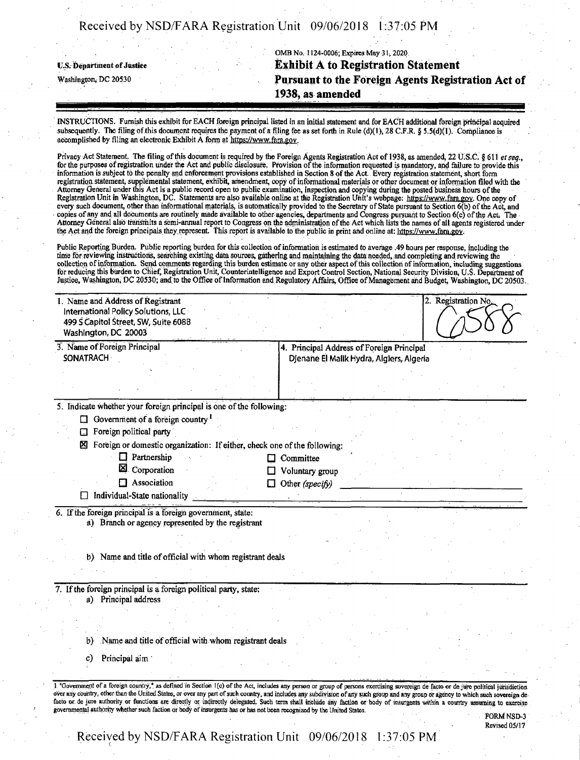U.S. Department of Justice

Washington, DC 20530

OMB No. 1124-0006; Expires May 31, 2020

# Exhibit A to Registration Statement Pursuant to the Foreign Agents Registration Act of 1938, as amended

INSTRUCTIONS. Furnish this exhibit for EACH foreign principal listed in an initial statement and for EACH additional foreign principal acquired subsequently. The filing of this document requires the payment of a filing fee as set forth in Rule (d)(1), 28 C.F.R. § 5.5(d)(1). Compliance is accomplished by filing an electronic Exhibit A form at https://www.fara.gov.

Privacy Act Statement. The filing of this document is required by the Foreign Agents Registration Act of 1938, as amended, 22 U.S.C. § 611 *et seq.*, for the purposes of registration under the Act and public disclosure. Provision of the information requested is mandatory, and failure to provide this information is subject to the penalty and enforcement provisions established in Section 8 of the Act. Every registration statement, short form registration statement, supplemental statement, exhibit, amendment, copy of informational materials or other document or information filed with the Attorney General under this Act is a public record open to public examination, inspection and copying during the posted business hours of the Registration Unit in Washington, DC. Statements are also available online at the Registration Unit's webpage: https://www.fara.gov. One copy of every such document, other than informational materials, is automatically provided to the Secretary of State pursuant to Section 6(b) of the Act, and copies of any and all documents are routinely made available to other agencies, departments and Congress pursuant to Section 6(c) of the Act. The Attorney General also transmits a semi-annual report to Congress on the administration of the Act which lists the names of all agents registered under the Act and the foreign principals they represent. This report is available to the public in print and online at: https://www.fara.gov.

Public Reporting Burden. Public reporting burden for this collection of information is estimated to average .49 hours per response, including the time for reviewing instructions, searching existing data sources, gathering and maintaining the data needed, and completing and reviewing the collection of information. Send comments regarding this burden estimate or any other aspect of this collection of information, including suggestions for reducing this burden to Chief, Registration Unit, Counterintelligence and Export Control Section, National Security Division, U.S. Department of Justice, Washington, DC 20530; and to the Office of Information and Regulatory Affairs, Office of Management and Budget, Washington, DC 20503.

| 1. Name and Address of Registrant | 2. Registration No. |
|---|---|
| International Policy Solutions, LLC<br>499 S Capitol Street, SW, Suite 608B<br>Washington, DC 20003 | 6588 |

| 3. Name of Foreign Principal | 4. Principal Address of Foreign Principal |
|---|---|
| SONATRACH | Djenane El Malik Hydra, Algiers, Algeria |

5. Indicate whether your foreign principal is one of the following:

- ☐ Government of a foreign country[1]
- ☐ Foreign political party
- ☒ Foreign or domestic organization: If either, check one of the following:
  - ☐ Partnership
  - ☒ Corporation
  - ☐ Association
  - ☐ Committee
  - ☐ Voluntary group
  - ☐ Other *(specify)*
- ☐ Individual-State nationality

6. If the foreign principal is a foreign government, state:

a) Branch or agency represented by the registrant

b) Name and title of official with whom registrant deals

7. If the foreign principal is a foreign political party, state:

a) Principal address

b) Name and title of official with whom registrant deals

c) Principal aim

1 "Government of a foreign country," as defined in Section 1(e) of the Act, includes any person or group of persons exercising sovereign de facto or de jure political jurisdiction over any country, other than the United States, or over any part of such country, and includes any subdivision of any such group and any group or agency to which such sovereign de facto or de jure authority or functions are directly or indirectly delegated. Such term shall include any faction or body of insurgents within a country assuming to exercise governmental authority whether such faction or body of insurgents has or has not been recognized by the United States.

FORM NSD-3
Revised 05/17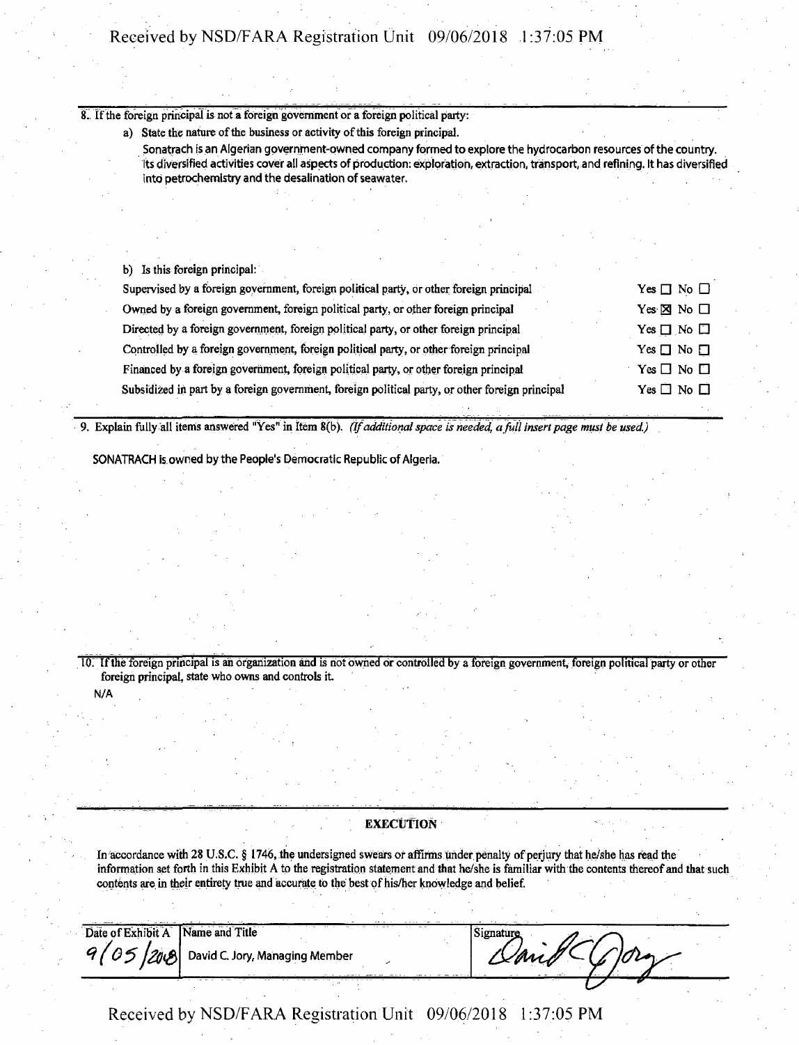8. If the foreign principal is not a foreign government or a foreign political party:

a) State the nature of the business or activity of this foreign principal.

Sonatrach is an Algerian government-owned company formed to explore the hydrocarbon resources of the country. Its diversified activities cover all aspects of production: exploration, extraction, transport, and refining. It has diversified into petrochemistry and the desalination of seawater.

b) Is this foreign principal:

| | |
|---|---|
| Supervised by a foreign government, foreign political party, or other foreign principal | Yes ☐ No ☐ |
| Owned by a foreign government, foreign political party, or other foreign principal | Yes ☒ No ☐ |
| Directed by a foreign government, foreign political party, or other foreign principal | Yes ☐ No ☐ |
| Controlled by a foreign government, foreign political party, or other foreign principal | Yes ☐ No ☐ |
| Financed by a foreign government, foreign political party, or other foreign principal | Yes ☐ No ☐ |
| Subsidized in part by a foreign government, foreign political party, or other foreign principal | Yes ☐ No ☐ |

9. Explain fully all items answered "Yes" in Item 8(b). *(If additional space is needed, a full insert page must be used.)*

SONATRACH is owned by the People's Democratic Republic of Algeria.

10. If the foreign principal is an organization and is not owned or controlled by a foreign government, foreign political party or other foreign principal, state who owns and controls it.

N/A

**EXECUTION**

In accordance with 28 U.S.C. § 1746, the undersigned swears or affirms under penalty of perjury that he/she has read the information set forth in this Exhibit A to the registration statement and that he/she is familiar with the contents thereof and that such contents are in their entirety true and accurate to the best of his/her knowledge and belief.

| Date of Exhibit A | Name and Title | Signature |
|---|---|---|
| 9/05/2018 | David C. Jory, Managing Member | David C Jory |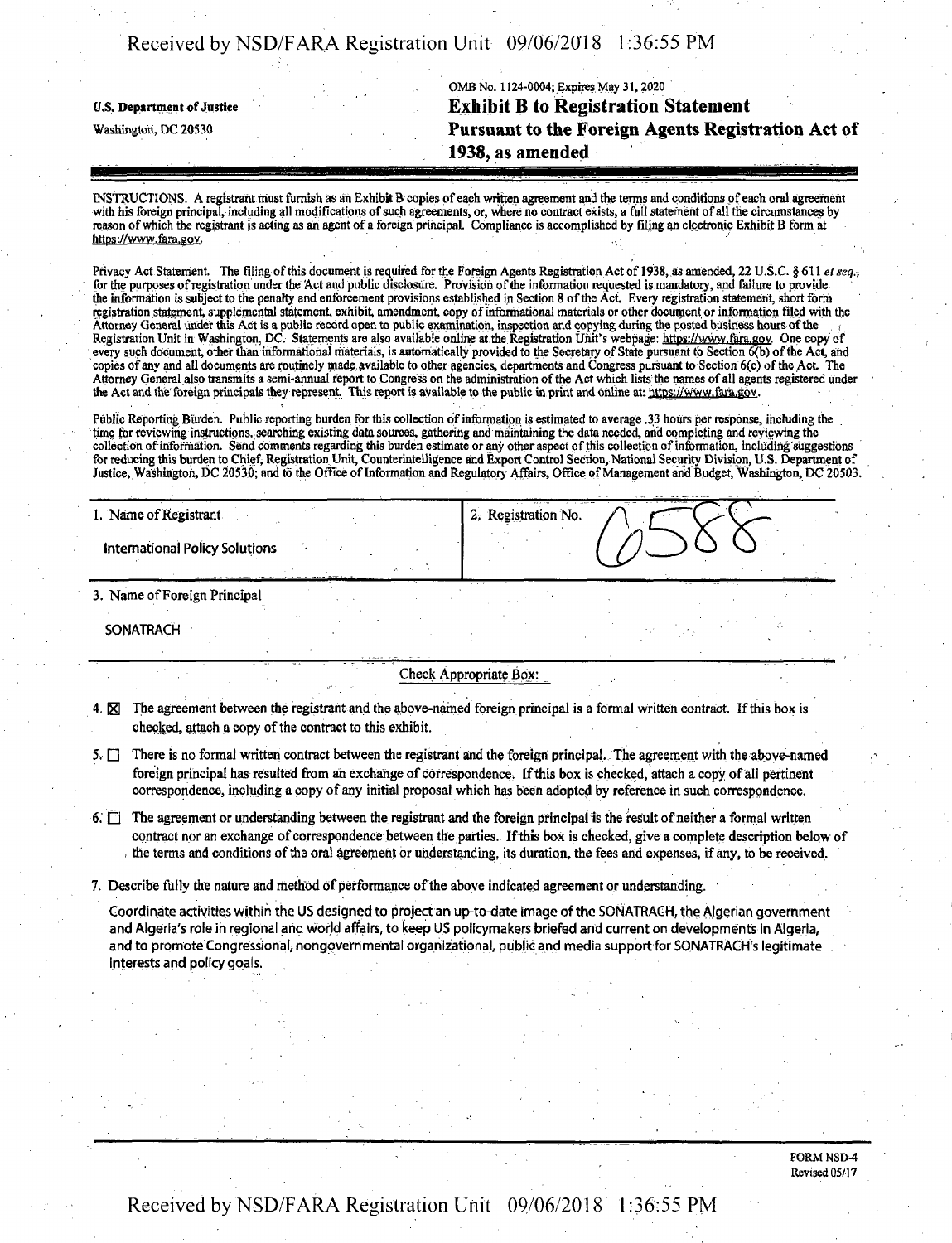U.S. Department of Justice

Washington, DC 20530

OMB No. 1124-0004; Expires May 31, 2020

# Exhibit B to Registration Statement Pursuant to the Foreign Agents Registration Act of 1938, as amended

INSTRUCTIONS. A registrant must furnish as an Exhibit B copies of each written agreement and the terms and conditions of each oral agreement with his foreign principal, including all modifications of such agreements, or, where no contract exists, a full statement of all the circumstances by reason of which the registrant is acting as an agent of a foreign principal. Compliance is accomplished by filing an electronic Exhibit B form at https://www.fara.gov.

Privacy Act Statement. The filing of this document is required for the Foreign Agents Registration Act of 1938, as amended, 22 U.S.C. § 611 *et seq.*, for the purposes of registration under the Act and public disclosure. Provision of the information requested is mandatory, and failure to provide the information is subject to the penalty and enforcement provisions established in Section 8 of the Act. Every registration statement, short form registration statement, supplemental statement, exhibit, amendment, copy of informational materials or other document or information filed with the Attorney General under this Act is a public record open to public examination, inspection and copying during the posted business hours of the Registration Unit in Washington, DC. Statements are also available online at the Registration Unit's webpage: https://www.fara.gov. One copy of every such document, other than informational materials, is automatically provided to the Secretary of State pursuant to Section 6(b) of the Act, and copies of any and all documents are routinely made available to other agencies, departments and Congress pursuant to Section 6(c) of the Act. The Attorney General also transmits a semi-annual report to Congress on the administration of the Act which lists the names of all agents registered under the Act and the foreign principals they represent. This report is available to the public in print and online at: https://www.fara.gov.

Public Reporting Burden. Public reporting burden for this collection of information is estimated to average .33 hours per response, including the time for reviewing instructions, searching existing data sources, gathering and maintaining the data needed, and completing and reviewing the collection of information. Send comments regarding this burden estimate or any other aspect of this collection of information, including suggestions for reducing this burden to Chief, Registration Unit, Counterintelligence and Export Control Section, National Security Division, U.S. Department of Justice, Washington, DC 20530; and to the Office of Information and Regulatory Affairs, Office of Management and Budget, Washington, DC 20503.

| 1. Name of Registrant | 2. Registration No. |
|---|---|
| International Policy Solutions | 6588 |

3. Name of Foreign Principal

SONATRACH

Check Appropriate Box:

4. ☒ The agreement between the registrant and the above-named foreign principal is a formal written contract. If this box is checked, attach a copy of the contract to this exhibit.

5. ☐ There is no formal written contract between the registrant and the foreign principal. The agreement with the above-named foreign principal has resulted from an exchange of correspondence. If this box is checked, attach a copy of all pertinent correspondence, including a copy of any initial proposal which has been adopted by reference in such correspondence.

6. ☐ The agreement or understanding between the registrant and the foreign principal is the result of neither a formal written contract nor an exchange of correspondence between the parties. If this box is checked, give a complete description below of the terms and conditions of the oral agreement or understanding, its duration, the fees and expenses, if any, to be received.

7. Describe fully the nature and method of performance of the above indicated agreement or understanding.

Coordinate activities within the US designed to project an up-to-date image of the SONATRACH, the Algerian government and Algeria's role in regional and world affairs, to keep US policymakers briefed and current on developments in Algeria, and to promote Congressional, nongovernmental organizational, public and media support for SONATRACH's legitimate interests and policy goals.

FORM NSD-4
Revised 05/17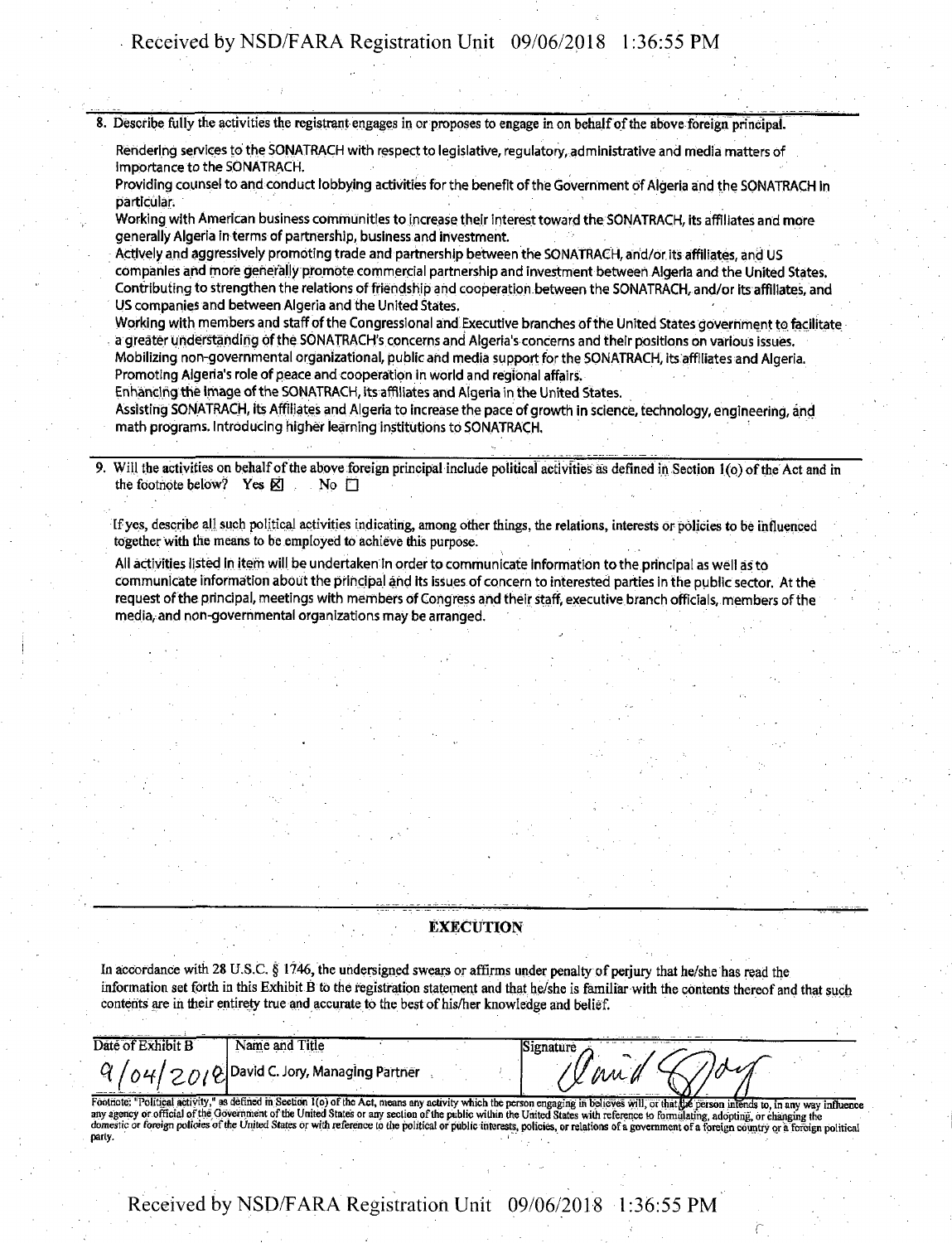8. Describe fully the activities the registrant engages in or proposes to engage in on behalf of the above foreign principal.

Rendering services to the SONATRACH with respect to legislative, regulatory, administrative and media matters of importance to the SONATRACH.
Providing counsel to and conduct lobbying activities for the benefit of the Government of Algeria and the SONATRACH in particular.
Working with American business communities to increase their interest toward the SONATRACH, its affiliates and more generally Algeria in terms of partnership, business and investment.
Actively and aggressively promoting trade and partnership between the SONATRACH, and/or its affiliates, and US companies and more generally promote commercial partnership and investment between Algeria and the United States.
Contributing to strengthen the relations of friendship and cooperation between the SONATRACH, and/or its affiliates, and US companies and between Algeria and the United States.
Working with members and staff of the Congressional and Executive branches of the United States government to facilitate a greater understanding of the SONATRACH's concerns and Algeria's concerns and their positions on various issues.
Mobilizing non-governmental organizational, public and media support for the SONATRACH, its affiliates and Algeria.
Promoting Algeria's role of peace and cooperation in world and regional affairs.
Enhancing the image of the SONATRACH, its affiliates and Algeria in the United States.
Assisting SONATRACH, its Affiliates and Algeria to increase the pace of growth in science, technology, engineering, and math programs. Introducing higher learning institutions to SONATRACH.

9. Will the activities on behalf of the above foreign principal include political activities as defined in Section 1(o) of the Act and in the footnote below? Yes ☒ No ☐

If yes, describe all such political activities indicating, among other things, the relations, interests or policies to be influenced together with the means to be employed to achieve this purpose.

All activities listed in item will be undertaken in order to communicate information to the principal as well as to communicate information about the principal and its issues of concern to interested parties in the public sector. At the request of the principal, meetings with members of Congress and their staff, executive branch officials, members of the media, and non-governmental organizations may be arranged.

## EXECUTION

In accordance with 28 U.S.C. § 1746, the undersigned swears or affirms under penalty of perjury that he/she has read the information set forth in this Exhibit B to the registration statement and that he/she is familiar with the contents thereof and that such contents are in their entirety true and accurate to the best of his/her knowledge and belief.

| Date of Exhibit B | Name and Title | Signature |
|---|---|---|
| 9/04/2018 | David C. Jory, Managing Partner | David Jory |

Footnote: "Political activity," as defined in Section 1(o) of the Act, means any activity which the person engaging in believes will, or that the person intends to, in any way influence any agency or official of the Government of the United States or any section of the public within the United States with reference to formulating, adopting, or changing the domestic or foreign policies of the United States or with reference to the political or public interests, policies, or relations of a government of a foreign country or a foreign political party.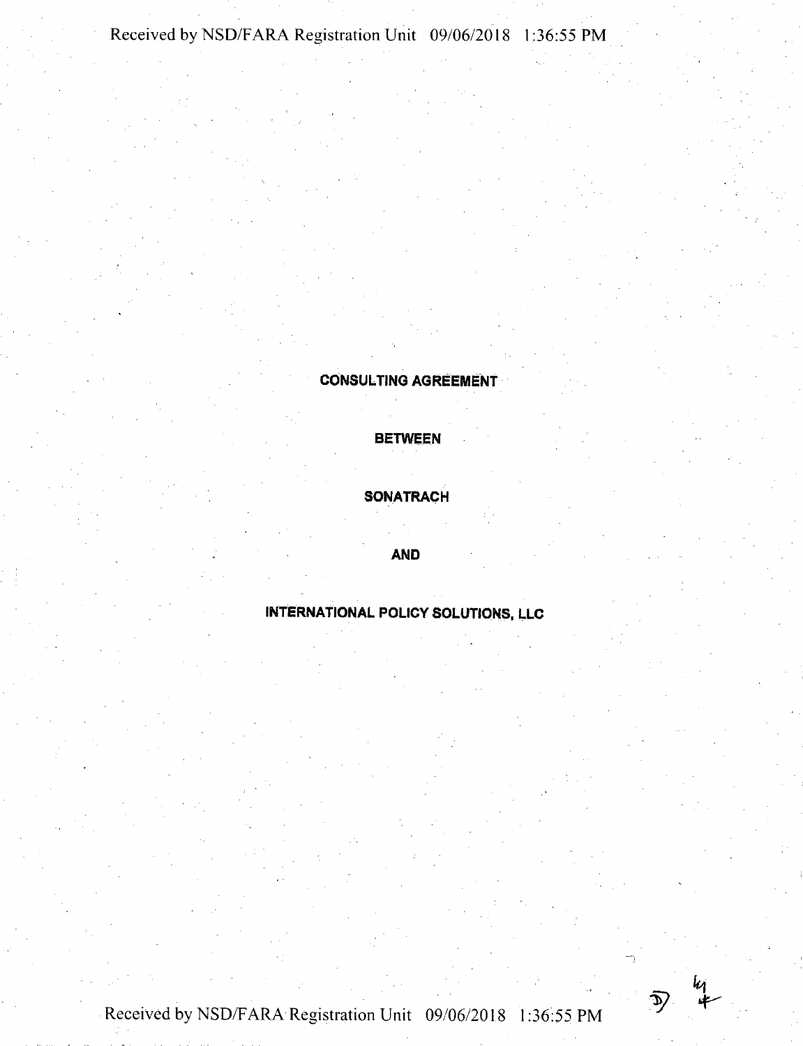**CONSULTING AGREEMENT**

**BETWEEN**

**SONATRACH**

**AND**

**INTERNATIONAL POLICY SOLUTIONS, LLC**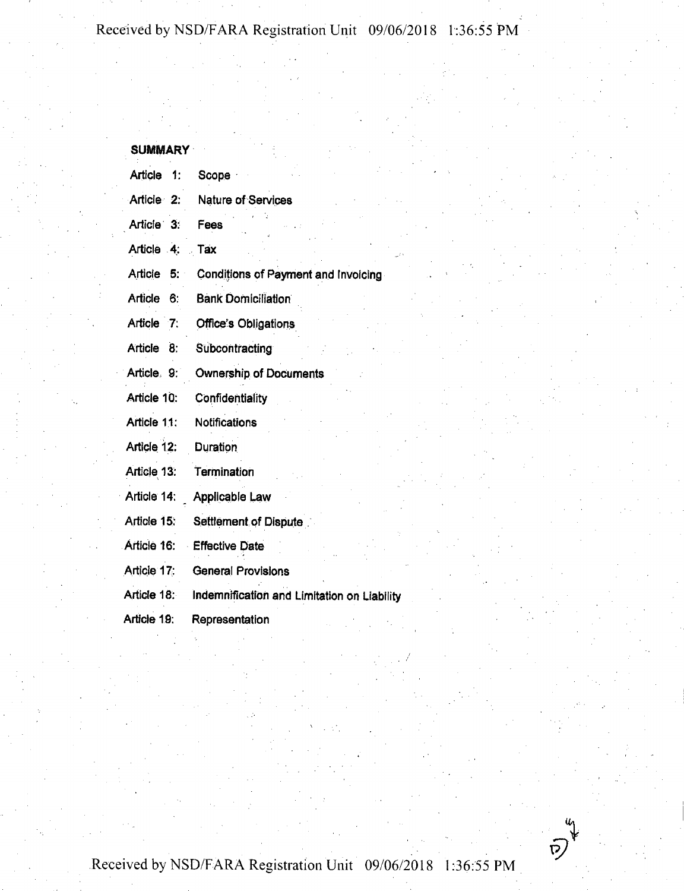## SUMMARY

| | |
|---|---|
| Article 1: | Scope |
| Article 2: | Nature of Services |
| Article 3: | Fees |
| Article 4: | Tax |
| Article 5: | Conditions of Payment and Invoicing |
| Article 6: | Bank Domiciliation |
| Article 7: | Office's Obligations |
| Article 8: | Subcontracting |
| Article 9: | Ownership of Documents |
| Article 10: | Confidentiality |
| Article 11: | Notifications |
| Article 12: | Duration |
| Article 13: | Termination |
| Article 14: | Applicable Law |
| Article 15: | Settlement of Dispute |
| Article 16: | Effective Date |
| Article 17: | General Provisions |
| Article 18: | Indemnification and Limitation on Liability |
| Article 19: | Representation |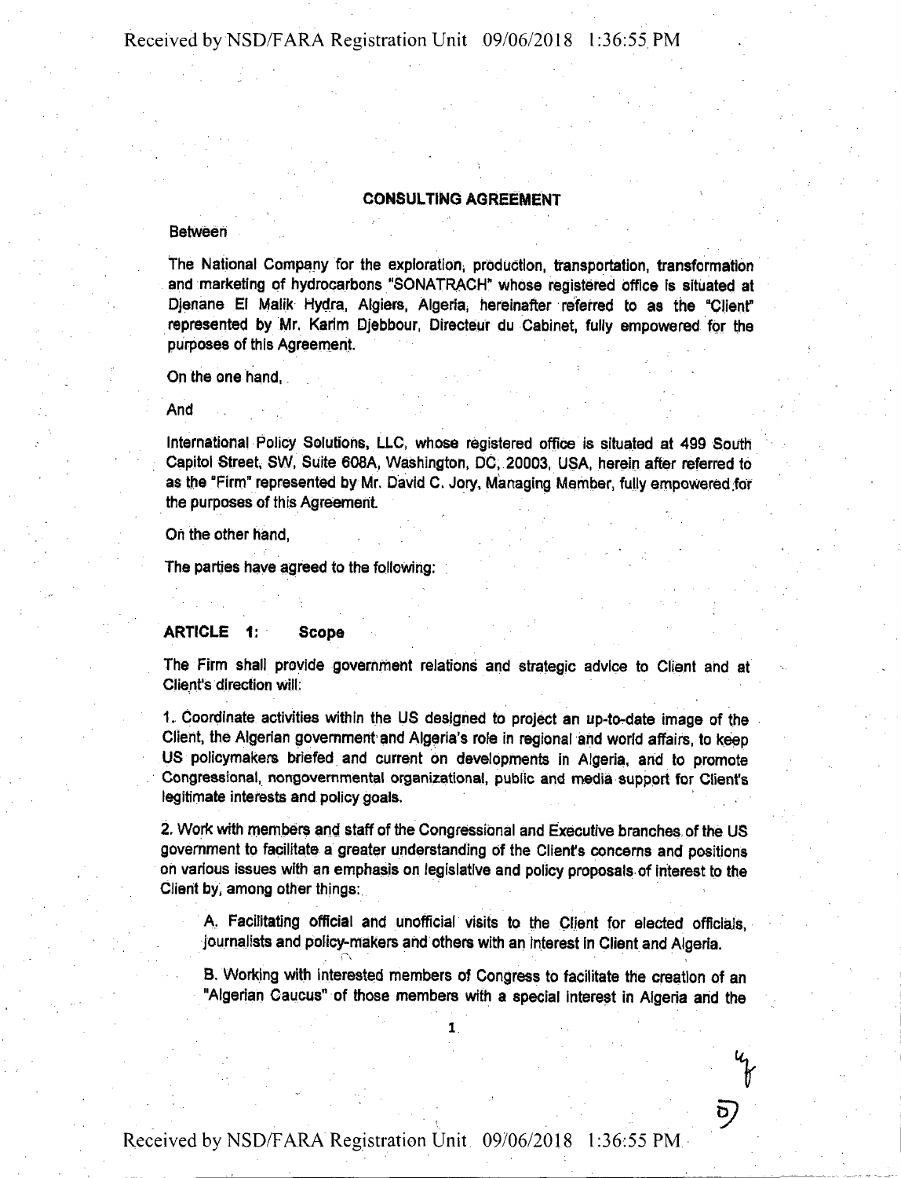## CONSULTING AGREEMENT

Between

The National Company for the exploration, production, transportation, transformation and marketing of hydrocarbons "SONATRACH" whose registered office is situated at Djenane El Malik Hydra, Algiers, Algeria, hereinafter referred to as the "Client" represented by Mr. Karim Djebbour, Directeur du Cabinet, fully empowered for the purposes of this Agreement.

On the one hand,

And

International Policy Solutions, LLC, whose registered office is situated at 499 South Capitol Street, SW, Suite 608A, Washington, DC, 20003, USA, herein after referred to as the "Firm" represented by Mr. David C. Jory, Managing Member, fully empowered for the purposes of this Agreement.

On the other hand,

The parties have agreed to the following:

### ARTICLE 1: Scope

The Firm shall provide government relations and strategic advice to Client and at Client's direction will:

1. Coordinate activities within the US designed to project an up-to-date image of the Client, the Algerian government and Algeria's role in regional and world affairs, to keep US policymakers briefed and current on developments in Algeria, and to promote Congressional, nongovernmental organizational, public and media support for Client's legitimate interests and policy goals.

2. Work with members and staff of the Congressional and Executive branches of the US government to facilitate a greater understanding of the Client's concerns and positions on various issues with an emphasis on legislative and policy proposals of interest to the Client by, among other things:

   A. Facilitating official and unofficial visits to the Client for elected officials, journalists and policy-makers and others with an interest in Client and Algeria.

   B. Working with interested members of Congress to facilitate the creation of an "Algerian Caucus" of those members with a special interest in Algeria and the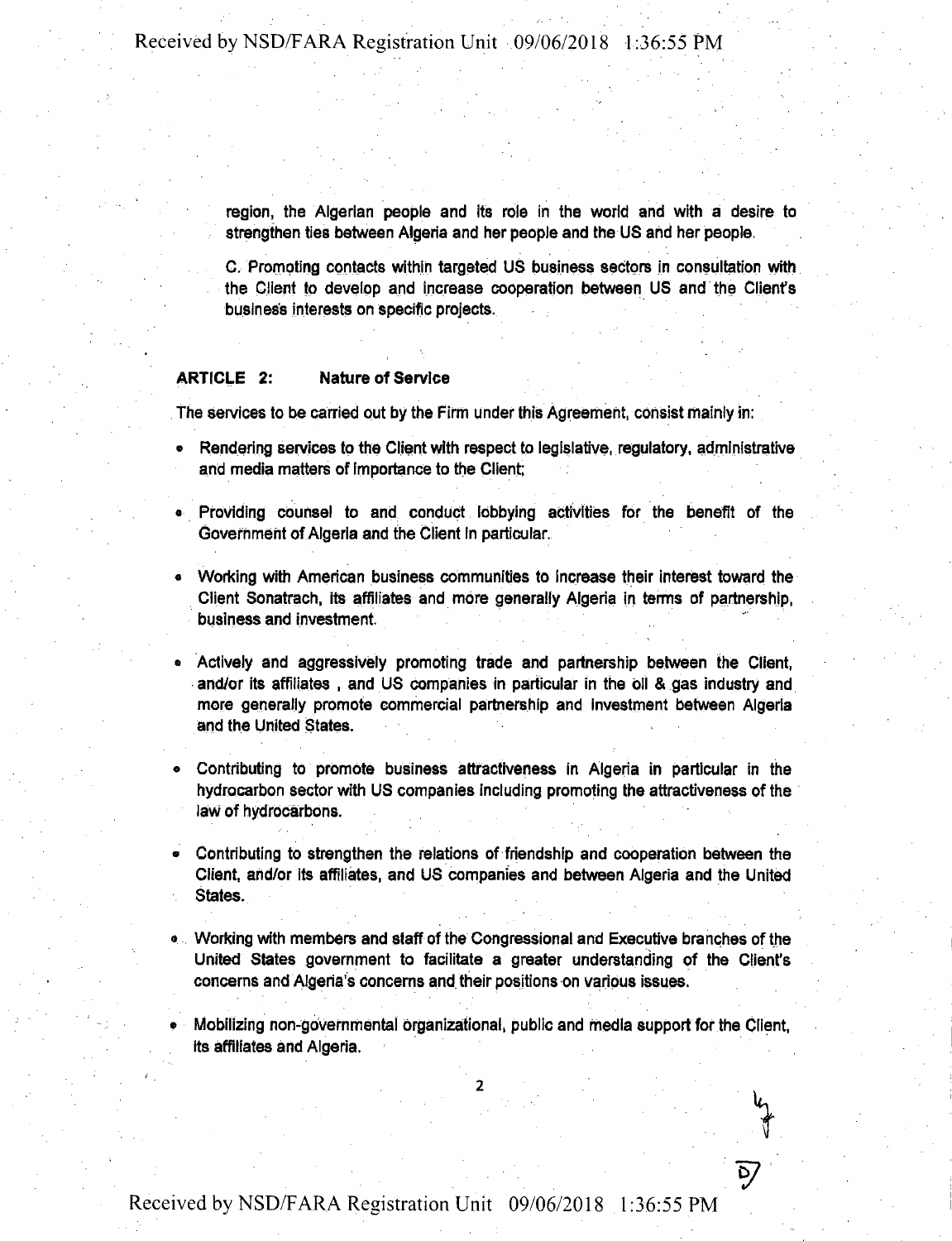region, the Algerian people and its role in the world and with a desire to strengthen ties between Algeria and her people and the US and her people.

C. Promoting contacts within targeted US business sectors in consultation with the Client to develop and increase cooperation between US and the Client's business interests on specific projects.

**ARTICLE 2: Nature of Service**

The services to be carried out by the Firm under this Agreement, consist mainly in:

- Rendering services to the Client with respect to legislative, regulatory, administrative and media matters of importance to the Client;
- Providing counsel to and conduct lobbying activities for the benefit of the Government of Algeria and the Client in particular.
- Working with American business communities to increase their interest toward the Client Sonatrach, its affiliates and more generally Algeria in terms of partnership, business and investment.
- Actively and aggressively promoting trade and partnership between the Client, and/or its affiliates , and US companies in particular in the oil & gas industry and more generally promote commercial partnership and investment between Algeria and the United States.
- Contributing to promote business attractiveness in Algeria in particular in the hydrocarbon sector with US companies including promoting the attractiveness of the law of hydrocarbons.
- Contributing to strengthen the relations of friendship and cooperation between the Client, and/or its affiliates, and US companies and between Algeria and the United States.
- Working with members and staff of the Congressional and Executive branches of the United States government to facilitate a greater understanding of the Client's concerns and Algeria's concerns and their positions on various issues.
- Mobilizing non-governmental organizational, public and media support for the Client, its affiliates and Algeria.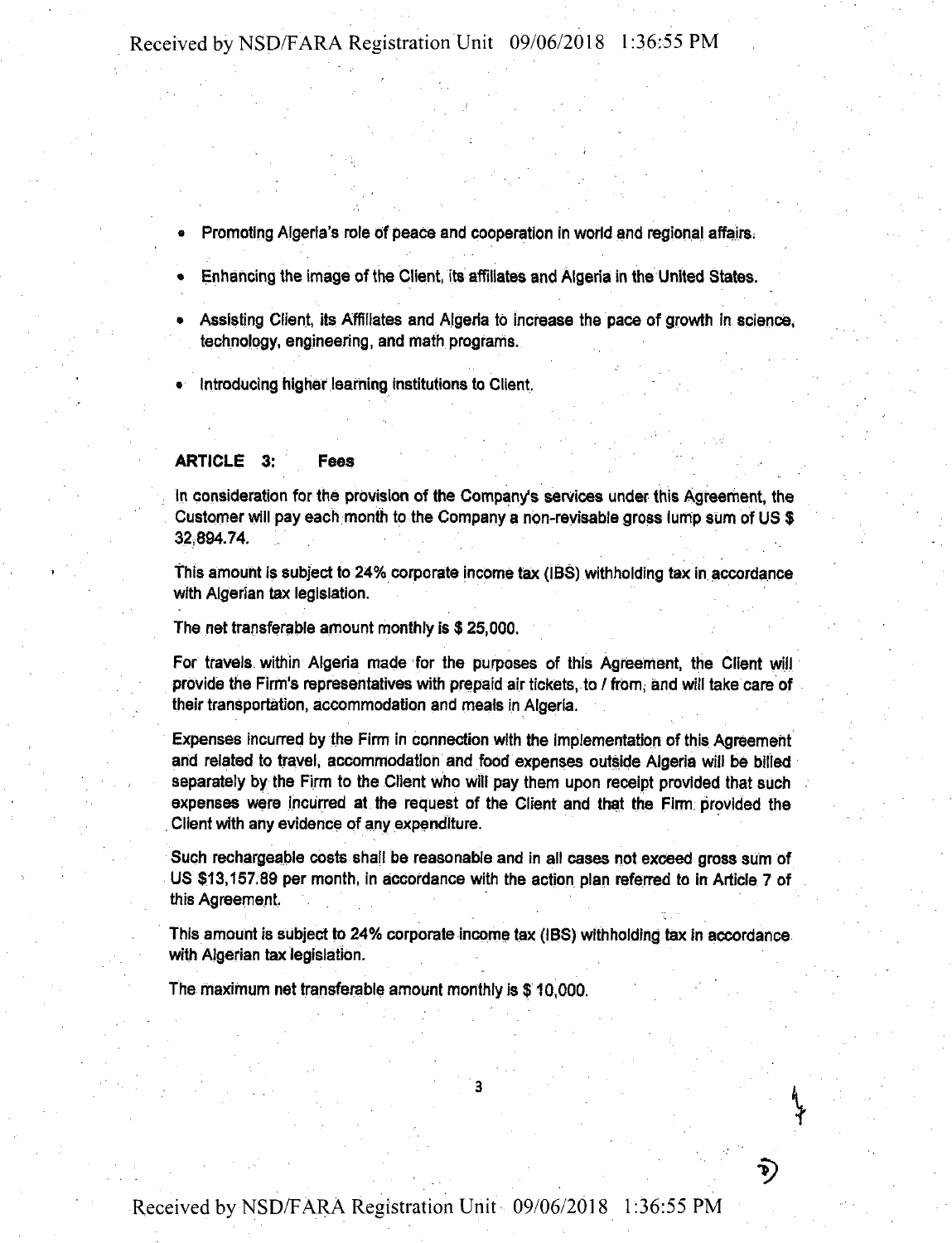- Promoting Algeria's role of peace and cooperation in world and regional affairs.
- Enhancing the image of the Client, its affiliates and Algeria in the United States.
- Assisting Client, its Affiliates and Algeria to increase the pace of growth in science, technology, engineering, and math programs.
- Introducing higher learning institutions to Client.

**ARTICLE 3: Fees**

In consideration for the provision of the Company's services under this Agreement, the Customer will pay each month to the Company a non-revisable gross lump sum of US $ 32,894.74.

This amount is subject to 24% corporate income tax (IBS) withholding tax in accordance with Algerian tax legislation.

The net transferable amount monthly is $ 25,000.

For travels within Algeria made for the purposes of this Agreement, the Client will provide the Firm's representatives with prepaid air tickets, to / from, and will take care of their transportation, accommodation and meals in Algeria.

Expenses incurred by the Firm in connection with the implementation of this Agreement and related to travel, accommodation and food expenses outside Algeria will be billed separately by the Firm to the Client who will pay them upon receipt provided that such expenses were incurred at the request of the Client and that the Firm provided the Client with any evidence of any expenditure.

Such rechargeable costs shall be reasonable and in all cases not exceed gross sum of US $13,157.89 per month, in accordance with the action plan referred to in Article 7 of this Agreement.

This amount is subject to 24% corporate income tax (IBS) withholding tax in accordance with Algerian tax legislation.

The maximum net transferable amount monthly is $ 10,000.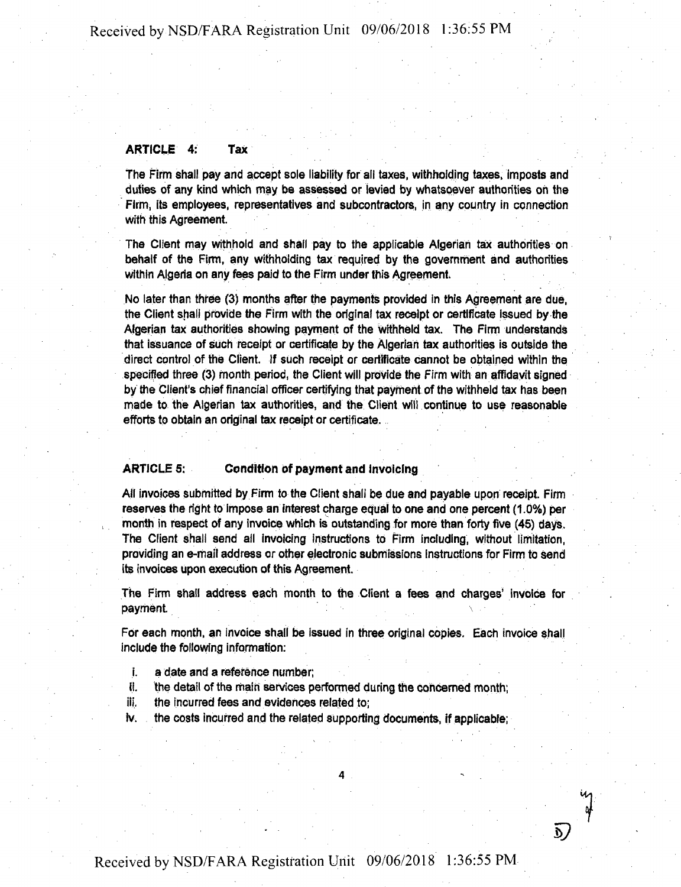**ARTICLE 4: Tax**

The Firm shall pay and accept sole liability for all taxes, withholding taxes, imposts and duties of any kind which may be assessed or levied by whatsoever authorities on the Firm, its employees, representatives and subcontractors, in any country in connection with this Agreement.

The Client may withhold and shall pay to the applicable Algerian tax authorities on behalf of the Firm, any withholding tax required by the government and authorities within Algeria on any fees paid to the Firm under this Agreement.

No later than three (3) months after the payments provided in this Agreement are due, the Client shall provide the Firm with the original tax receipt or certificate issued by the Algerian tax authorities showing payment of the withheld tax. The Firm understands that issuance of such receipt or certificate by the Algerian tax authorities is outside the direct control of the Client. If such receipt or certificate cannot be obtained within the specified three (3) month period, the Client will provide the Firm with an affidavit signed by the Client's chief financial officer certifying that payment of the withheld tax has been made to the Algerian tax authorities, and the Client will continue to use reasonable efforts to obtain an original tax receipt or certificate.

**ARTICLE 5: Condition of payment and invoicing**

All invoices submitted by Firm to the Client shall be due and payable upon receipt. Firm reserves the right to impose an interest charge equal to one and one percent (1.0%) per month in respect of any invoice which is outstanding for more than forty five (45) days. The Client shall send all invoicing instructions to Firm including, without limitation, providing an e-mail address or other electronic submissions instructions for Firm to send its invoices upon execution of this Agreement.

The Firm shall address each month to the Client a fees and charges' invoice for payment.

For each month, an invoice shall be issued in three original copies. Each invoice shall include the following information:

i. a date and a reference number;
ii. the detail of the main services performed during the concerned month;
iii. the incurred fees and evidences related to;
iv. the costs incurred and the related supporting documents, if applicable;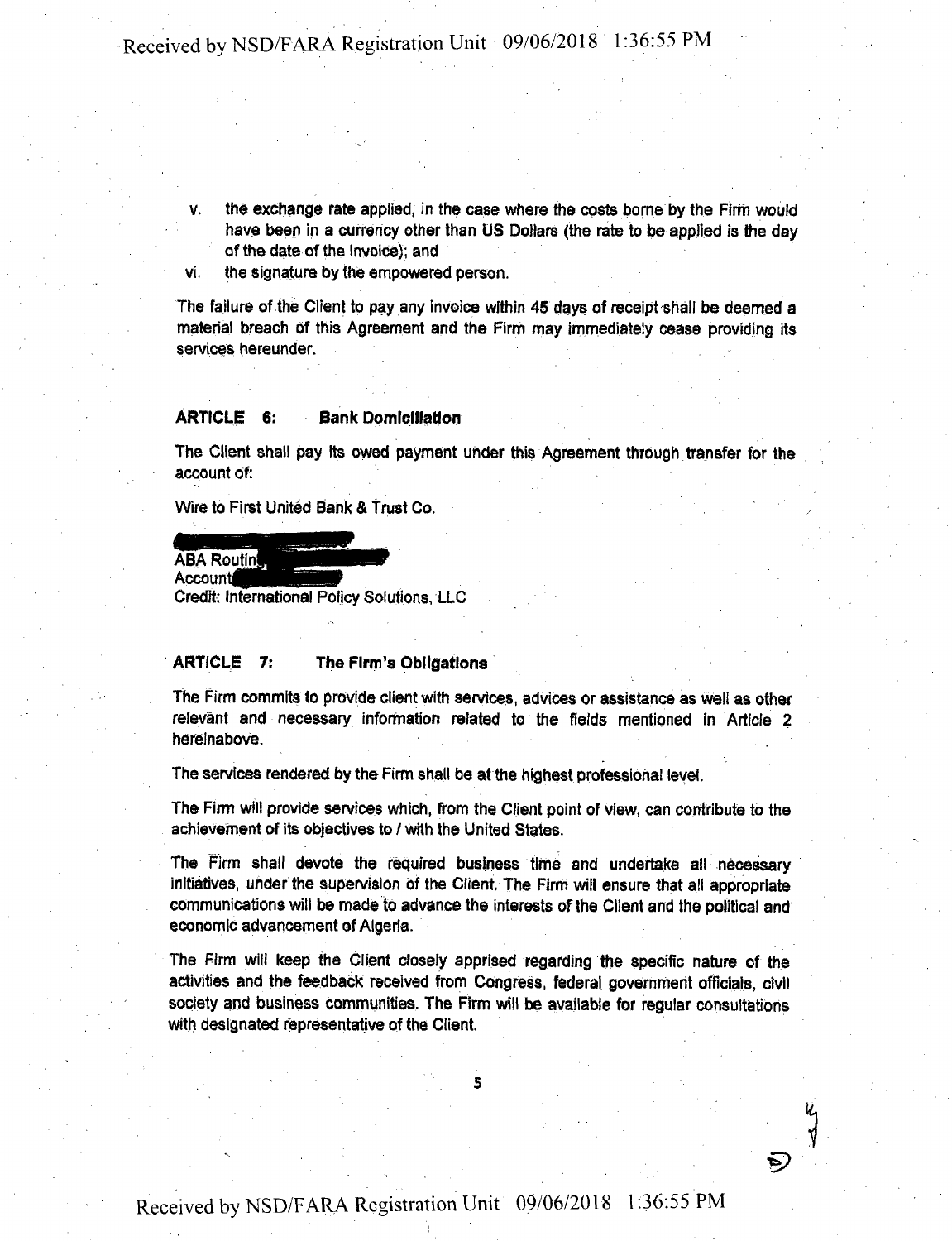v. the exchange rate applied, in the case where the costs borne by the Firm would have been in a currency other than US Dollars (the rate to be applied is the day of the date of the invoice); and

vi. the signature by the empowered person.

The failure of the Client to pay any invoice within 45 days of receipt shall be deemed a material breach of this Agreement and the Firm may immediately cease providing its services hereunder.

**ARTICLE 6: Bank Domiciliation**

The Client shall pay its owed payment under this Agreement through transfer for the account of:

Wire to First United Bank & Trust Co.

ABA Routing
Account
Credit: International Policy Solutions, LLC

**ARTICLE 7: The Firm's Obligations**

The Firm commits to provide client with services, advices or assistance as well as other relevant and necessary information related to the fields mentioned in Article 2 hereinabove.

The services rendered by the Firm shall be at the highest professional level.

The Firm will provide services which, from the Client point of view, can contribute to the achievement of its objectives to / with the United States.

The Firm shall devote the required business time and undertake all necessary initiatives, under the supervision of the Client. The Firm will ensure that all appropriate communications will be made to advance the interests of the Client and the political and economic advancement of Algeria.

The Firm will keep the Client closely apprised regarding the specific nature of the activities and the feedback received from Congress, federal government officials, civil society and business communities. The Firm will be available for regular consultations with designated representative of the Client.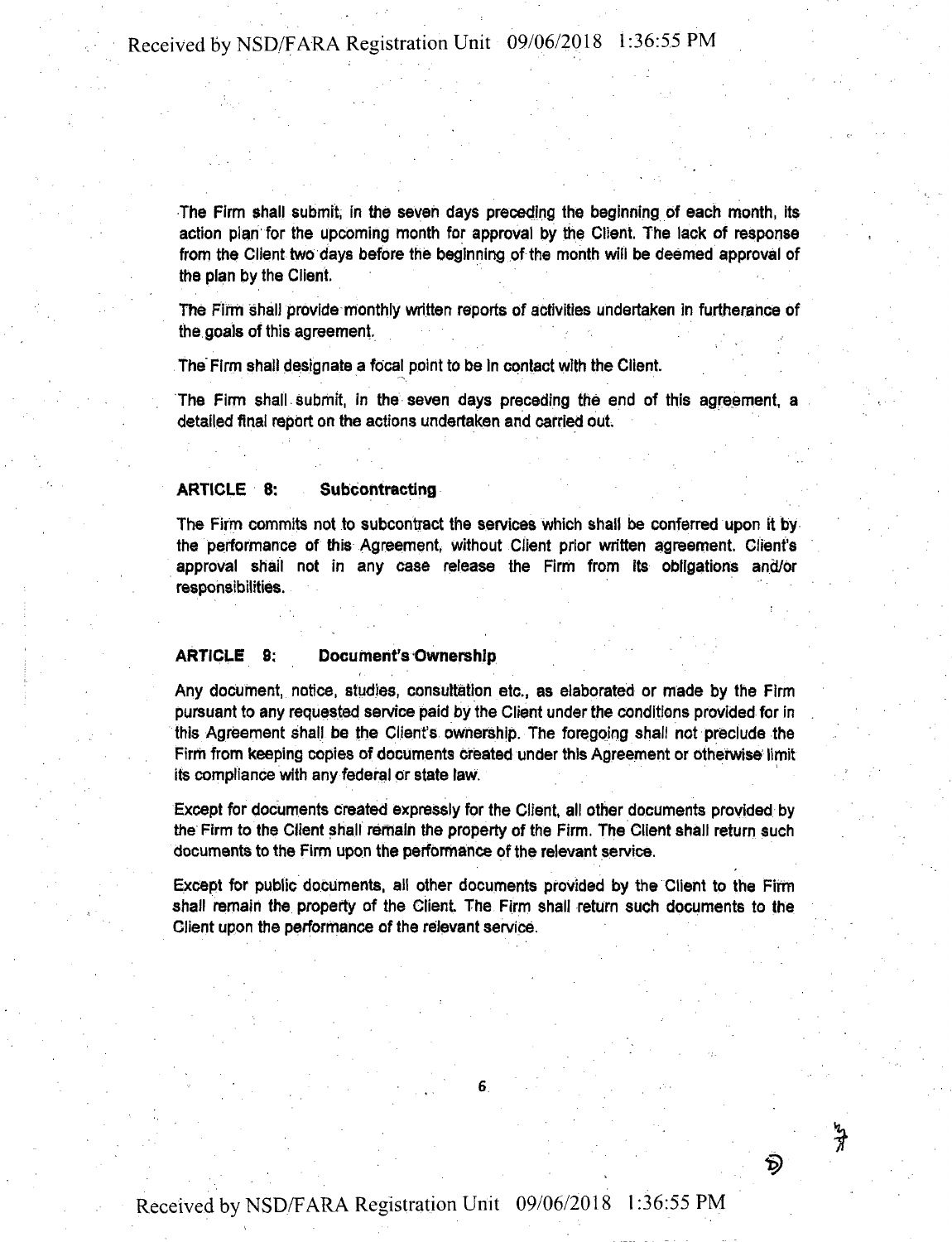The Firm shall submit, in the seven days preceding the beginning of each month, its action plan for the upcoming month for approval by the Client. The lack of response from the Client two days before the beginning of the month will be deemed approval of the plan by the Client.

The Firm shall provide monthly written reports of activities undertaken in furtherance of the goals of this agreement.

The Firm shall designate a focal point to be in contact with the Client.

The Firm shall submit, in the seven days preceding the end of this agreement, a detailed final report on the actions undertaken and carried out.

**ARTICLE 8: Subcontracting**

The Firm commits not to subcontract the services which shall be conferred upon it by the performance of this Agreement, without Client prior written agreement. Client's approval shall not in any case release the Firm from its obligations and/or responsibilities.

**ARTICLE 9: Document's Ownership**

Any document, notice, studies, consultation etc., as elaborated or made by the Firm pursuant to any requested service paid by the Client under the conditions provided for in this Agreement shall be the Client's ownership. The foregoing shall not preclude the Firm from keeping copies of documents created under this Agreement or otherwise limit its compliance with any federal or state law.

Except for documents created expressly for the Client, all other documents provided by the Firm to the Client shall remain the property of the Firm. The Client shall return such documents to the Firm upon the performance of the relevant service.

Except for public documents, all other documents provided by the Client to the Firm shall remain the property of the Client. The Firm shall return such documents to the Client upon the performance of the relevant service.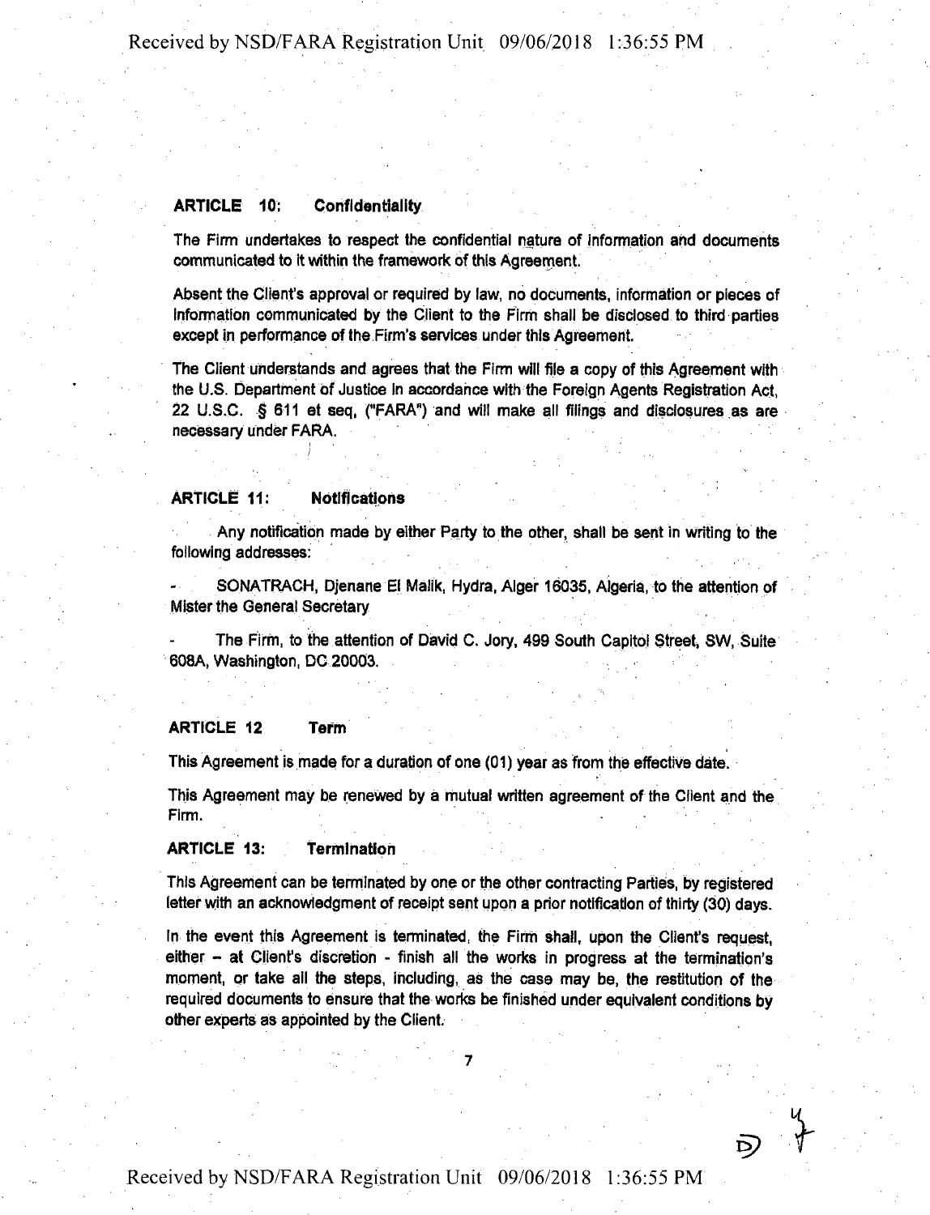### ARTICLE 10: Confidentiality

The Firm undertakes to respect the confidential nature of information and documents communicated to it within the framework of this Agreement.

Absent the Client's approval or required by law, no documents, information or pieces of information communicated by the Client to the Firm shall be disclosed to third parties except in performance of the Firm's services under this Agreement.

The Client understands and agrees that the Firm will file a copy of this Agreement with the U.S. Department of Justice in accordance with the Foreign Agents Registration Act, 22 U.S.C. § 611 et seq, ("FARA") and will make all filings and disclosures as are necessary under FARA.

### ARTICLE 11: Notifications

Any notification made by either Party to the other, shall be sent in writing to the following addresses:

- SONATRACH, Djenane El Malik, Hydra, Alger 16035, Algeria, to the attention of Mister the General Secretary

- The Firm, to the attention of David C. Jory, 499 South Capitol Street, SW, Suite 608A, Washington, DC 20003.

### ARTICLE 12 Term

This Agreement is made for a duration of one (01) year as from the effective date.

This Agreement may be renewed by a mutual written agreement of the Client and the Firm.

### ARTICLE 13: Termination

This Agreement can be terminated by one or the other contracting Parties, by registered letter with an acknowledgment of receipt sent upon a prior notification of thirty (30) days.

In the event this Agreement is terminated, the Firm shall, upon the Client's request, either – at Client's discretion - finish all the works in progress at the termination's moment, or take all the steps, including, as the case may be, the restitution of the required documents to ensure that the works be finished under equivalent conditions by other experts as appointed by the Client.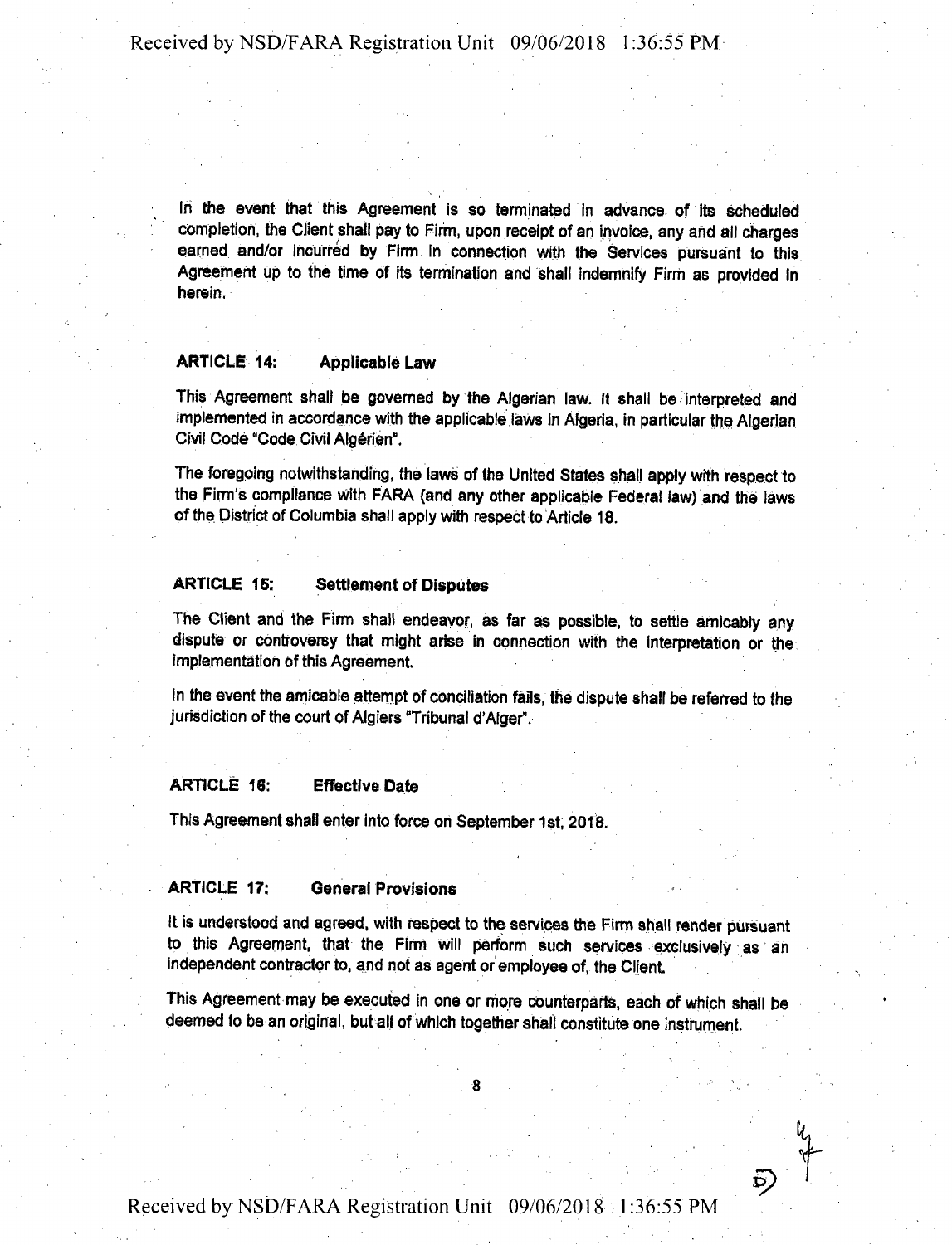In the event that this Agreement is so terminated in advance of its scheduled completion, the Client shall pay to Firm, upon receipt of an invoice, any and all charges earned and/or incurred by Firm in connection with the Services pursuant to this Agreement up to the time of its termination and shall indemnify Firm as provided in herein.

### ARTICLE 14: Applicable Law

This Agreement shall be governed by the Algerian law. It shall be interpreted and implemented in accordance with the applicable laws in Algeria, in particular the Algerian Civil Code "Code Civil Algérien".

The foregoing notwithstanding, the laws of the United States shall apply with respect to the Firm's compliance with FARA (and any other applicable Federal law) and the laws of the District of Columbia shall apply with respect to Article 18.

### ARTICLE 15: Settlement of Disputes

The Client and the Firm shall endeavor, as far as possible, to settle amicably any dispute or controversy that might arise in connection with the interpretation or the implementation of this Agreement.

In the event the amicable attempt of conciliation fails, the dispute shall be referred to the jurisdiction of the court of Algiers "Tribunal d'Alger".

### ARTICLE 16: Effective Date

This Agreement shall enter into force on September 1st, 2018.

### ARTICLE 17: General Provisions

It is understood and agreed, with respect to the services the Firm shall render pursuant to this Agreement, that the Firm will perform such services exclusively as an independent contractor to, and not as agent or employee of, the Client.

This Agreement may be executed in one or more counterparts, each of which shall be deemed to be an original, but all of which together shall constitute one instrument.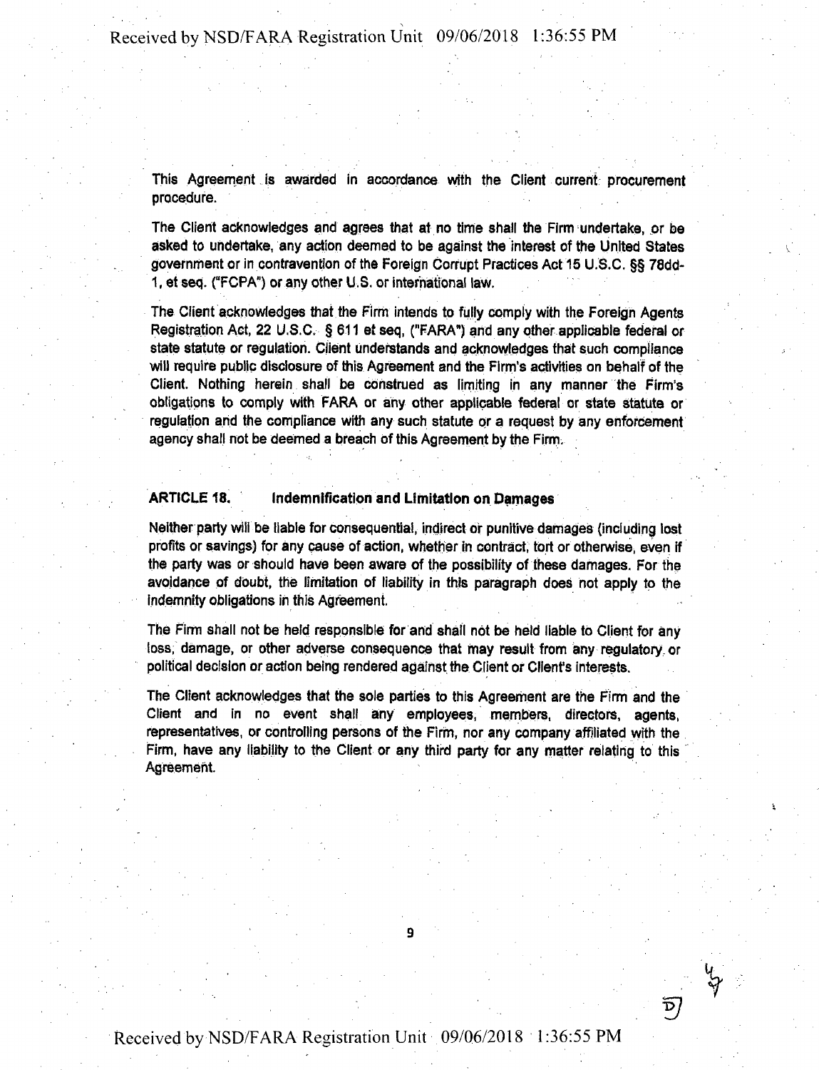This Agreement is awarded in accordance with the Client current procurement procedure.

The Client acknowledges and agrees that at no time shall the Firm undertake, or be asked to undertake, any action deemed to be against the interest of the United States government or in contravention of the Foreign Corrupt Practices Act 15 U.S.C. §§ 78dd-1, et seq. ("FCPA") or any other U.S. or international law.

The Client acknowledges that the Firm intends to fully comply with the Foreign Agents Registration Act, 22 U.S.C. § 611 et seq, ("FARA") and any other applicable federal or state statute or regulation. Client understands and acknowledges that such compliance will require public disclosure of this Agreement and the Firm's activities on behalf of the Client. Nothing herein shall be construed as limiting in any manner the Firm's obligations to comply with FARA or any other applicable federal or state statute or regulation and the compliance with any such statute or a request by any enforcement agency shall not be deemed a breach of this Agreement by the Firm.

## ARTICLE 18. Indemnification and Limitation on Damages

Neither party will be liable for consequential, indirect or punitive damages (including lost profits or savings) for any cause of action, whether in contract, tort or otherwise, even if the party was or should have been aware of the possibility of these damages. For the avoidance of doubt, the limitation of liability in this paragraph does not apply to the indemnity obligations in this Agreement.

The Firm shall not be held responsible for and shall not be held liable to Client for any loss, damage, or other adverse consequence that may result from any regulatory or political decision or action being rendered against the Client or Client's interests.

The Client acknowledges that the sole parties to this Agreement are the Firm and the Client and in no event shall any employees, members, directors, agents, representatives, or controlling persons of the Firm, nor any company affiliated with the Firm, have any liability to the Client or any third party for any matter relating to this Agreement.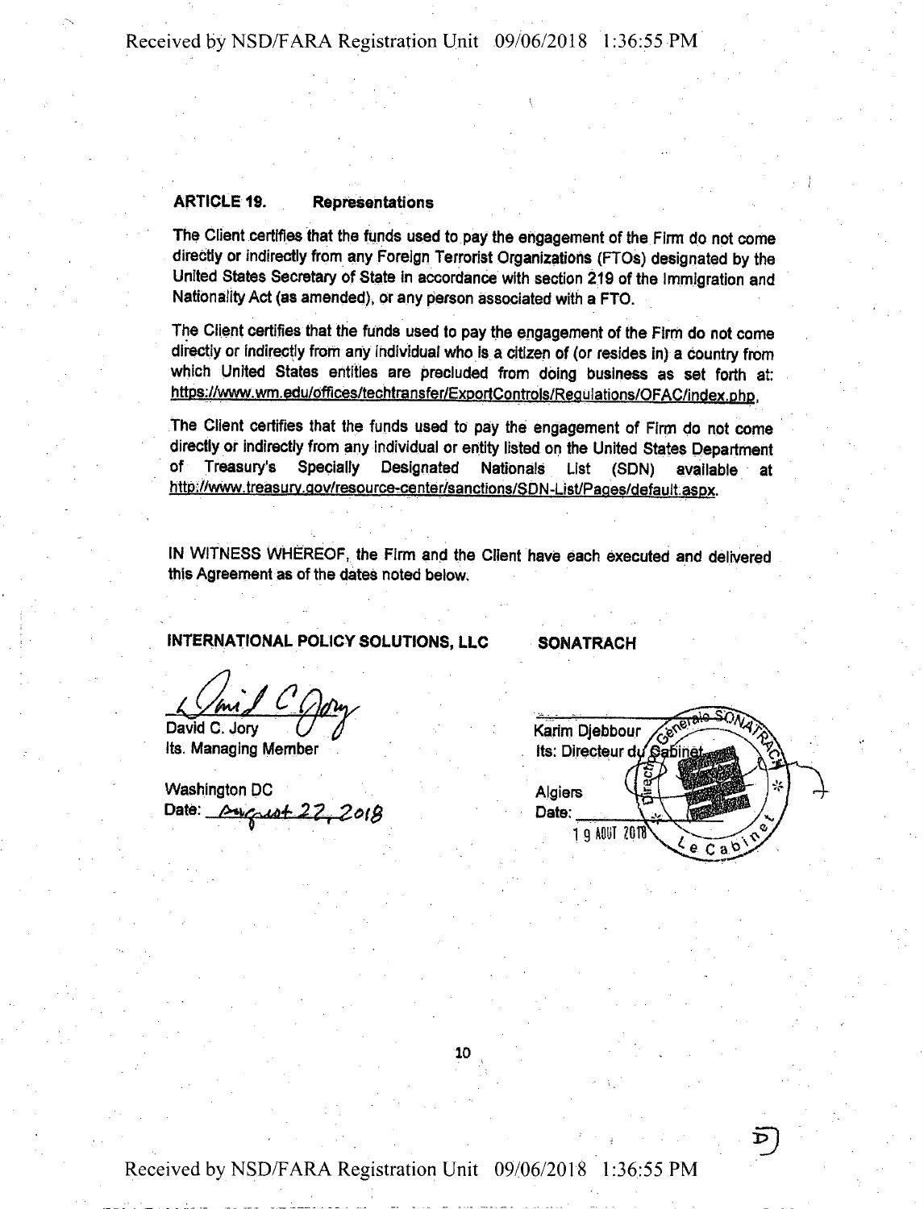**ARTICLE 19. Representations**

The Client certifies that the funds used to pay the engagement of the Firm do not come directly or indirectly from any Foreign Terrorist Organizations (FTOs) designated by the United States Secretary of State in accordance with section 219 of the Immigration and Nationality Act (as amended), or any person associated with a FTO.

The Client certifies that the funds used to pay the engagement of the Firm do not come directly or indirectly from any individual who is a citizen of (or resides in) a country from which United States entities are precluded from doing business as set forth at: https://www.wm.edu/offices/techtransfer/ExportControls/Regulations/OFAC/index.php.

The Client certifies that the funds used to pay the engagement of Firm do not come directly or indirectly from any individual or entity listed on the United States Department of Treasury's Specially Designated Nationals List (SDN) available at http://www.treasury.gov/resource-center/sanctions/SDN-List/Pages/default.aspx.

IN WITNESS WHEREOF, the Firm and the Client have each executed and delivered this Agreement as of the dates noted below.

| | |
|---|---|
| **INTERNATIONAL POLICY SOLUTIONS, LLC** | **SONATRACH** |
| David C. Jory | Karim Djebbour |
| Its. Managing Member | Its: Directeur du Cabinet |
| Washington DC | Algiers |
| Date: August 22, 2018 | Date: 19 AOUT 2018 |